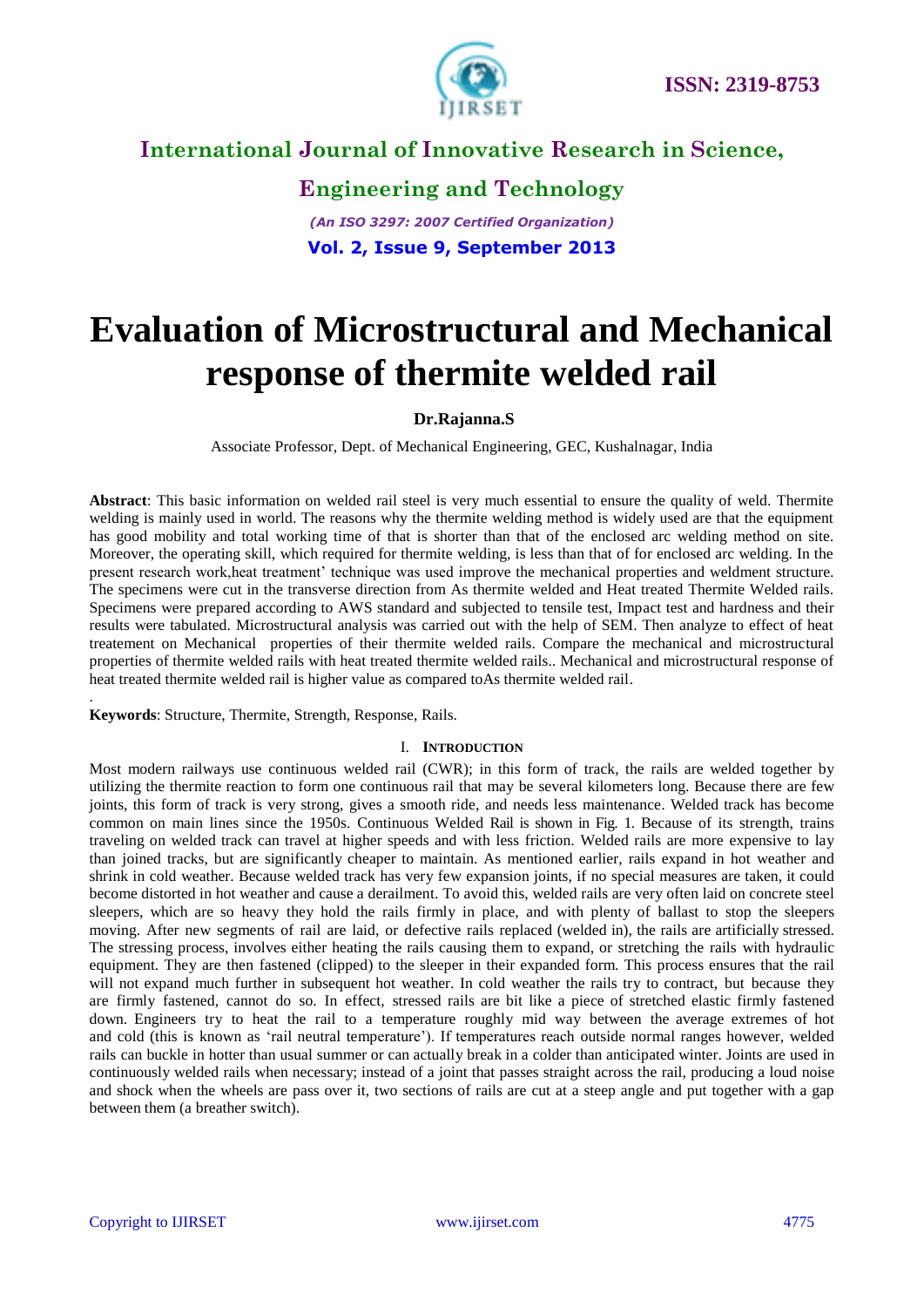# Evaluation of Microstructural and Mechanical response of thermite welded rail

**Dr.Rajanna.S**

Associate Professor, Dept. of Mechanical Engineering, GEC, Kushalnagar, India

**Abstract**: This basic information on welded rail steel is very much essential to ensure the quality of weld. Thermite welding is mainly used in world. The reasons why the thermite welding method is widely used are that the equipment has good mobility and total working time of that is shorter than that of the enclosed arc welding method on site. Moreover, the operating skill, which required for thermite welding, is less than that of for enclosed arc welding. In the present research work,heat treatment' technique was used improve the mechanical properties and weldment structure. The specimens were cut in the transverse direction from As thermite welded and Heat treated Thermite Welded rails. Specimens were prepared according to AWS standard and subjected to tensile test, Impact test and hardness and their results were tabulated. Microstructural analysis was carried out with the help of SEM. Then analyze to effect of heat treatement on Mechanical properties of their thermite welded rails. Compare the mechanical and microstructural properties of thermite welded rails with heat treated thermite welded rails.. Mechanical and microstructural response of heat treated thermite welded rail is higher value as compared toAs thermite welded rail.

.

**Keywords**: Structure, Thermite, Strength, Response, Rails.

## I. Introduction

Most modern railways use continuous welded rail (CWR); in this form of track, the rails are welded together by utilizing the thermite reaction to form one continuous rail that may be several kilometers long. Because there are few joints, this form of track is very strong, gives a smooth ride, and needs less maintenance. Welded track has become common on main lines since the 1950s. Continuous Welded Rail is shown in Fig. 1. Because of its strength, trains traveling on welded track can travel at higher speeds and with less friction. Welded rails are more expensive to lay than joined tracks, but are significantly cheaper to maintain. As mentioned earlier, rails expand in hot weather and shrink in cold weather. Because welded track has very few expansion joints, if no special measures are taken, it could become distorted in hot weather and cause a derailment. To avoid this, welded rails are very often laid on concrete steel sleepers, which are so heavy they hold the rails firmly in place, and with plenty of ballast to stop the sleepers moving. After new segments of rail are laid, or defective rails replaced (welded in), the rails are artificially stressed. The stressing process, involves either heating the rails causing them to expand, or stretching the rails with hydraulic equipment. They are then fastened (clipped) to the sleeper in their expanded form. This process ensures that the rail will not expand much further in subsequent hot weather. In cold weather the rails try to contract, but because they are firmly fastened, cannot do so. In effect, stressed rails are bit like a piece of stretched elastic firmly fastened down. Engineers try to heat the rail to a temperature roughly mid way between the average extremes of hot and cold (this is known as 'rail neutral temperature'). If temperatures reach outside normal ranges however, welded rails can buckle in hotter than usual summer or can actually break in a colder than anticipated winter. Joints are used in continuously welded rails when necessary; instead of a joint that passes straight across the rail, producing a loud noise and shock when the wheels are pass over it, two sections of rails are cut at a steep angle and put together with a gap between them (a breather switch).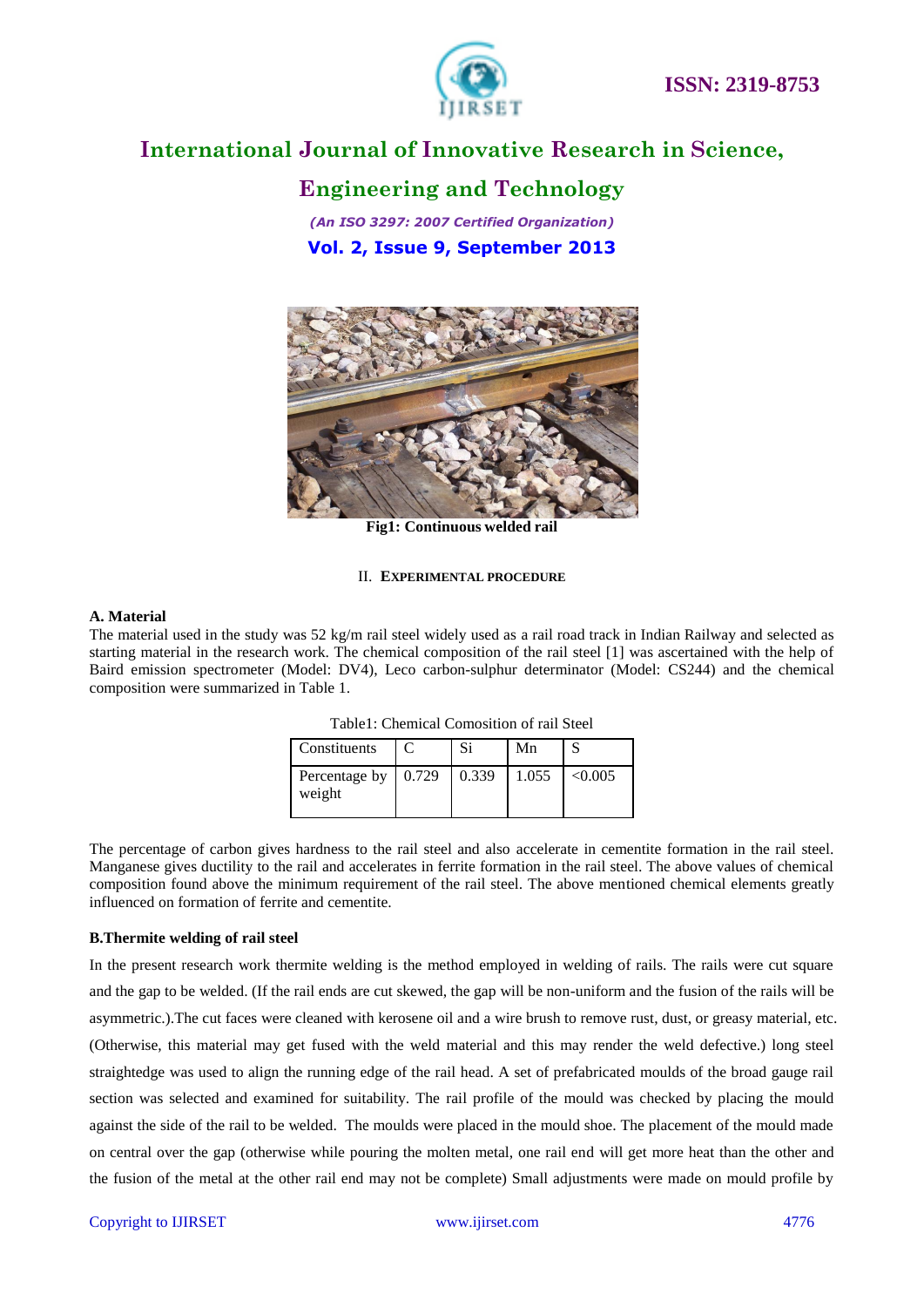Fig1: Continuous welded rail

## II. EXPERIMENTAL PROCEDURE

### A. Material

The material used in the study was 52 kg/m rail steel widely used as a rail road track in Indian Railway and selected as starting material in the research work. The chemical composition of the rail steel [1] was ascertained with the help of Baird emission spectrometer (Model: DV4), Leco carbon-sulphur determinator (Model: CS244) and the chemical composition were summarized in Table 1.

Table1: Chemical Comosition of rail Steel

| Constituents | C | Si | Mn | S |
|---|---|---|---|---|
| Percentage by weight | 0.729 | 0.339 | 1.055 | <0.005 |

The percentage of carbon gives hardness to the rail steel and also accelerate in cementite formation in the rail steel. Manganese gives ductility to the rail and accelerates in ferrite formation in the rail steel. The above values of chemical composition found above the minimum requirement of the rail steel. The above mentioned chemical elements greatly influenced on formation of ferrite and cementite.

### B.Thermite welding of rail steel

In the present research work thermite welding is the method employed in welding of rails. The rails were cut square and the gap to be welded. (If the rail ends are cut skewed, the gap will be non-uniform and the fusion of the rails will be asymmetric.).The cut faces were cleaned with kerosene oil and a wire brush to remove rust, dust, or greasy material, etc. (Otherwise, this material may get fused with the weld material and this may render the weld defective.) long steel straightedge was used to align the running edge of the rail head. A set of prefabricated moulds of the broad gauge rail section was selected and examined for suitability. The rail profile of the mould was checked by placing the mould against the side of the rail to be welded. The moulds were placed in the mould shoe. The placement of the mould made on central over the gap (otherwise while pouring the molten metal, one rail end will get more heat than the other and the fusion of the metal at the other rail end may not be complete) Small adjustments were made on mould profile by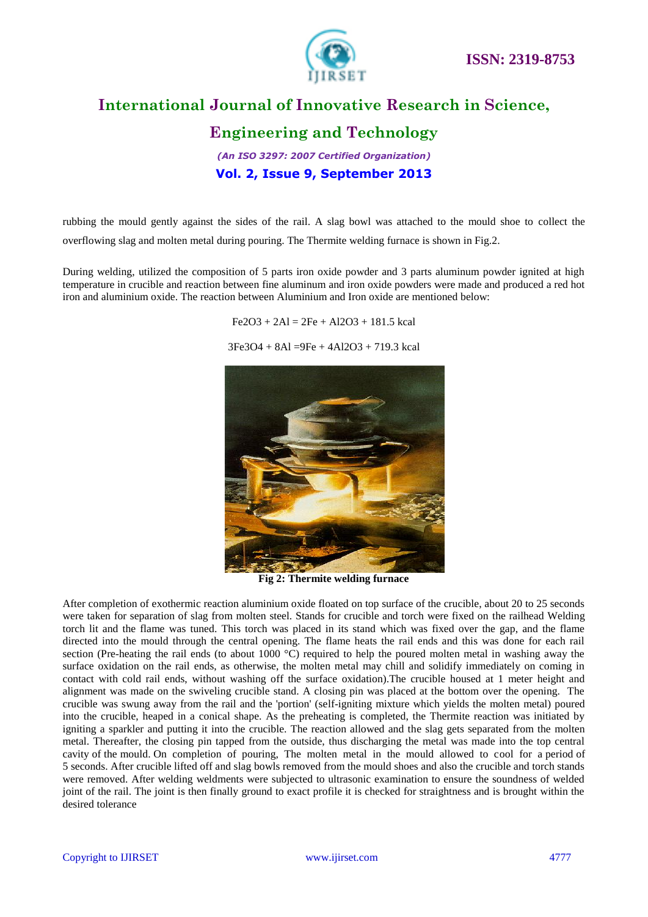rubbing the mould gently against the sides of the rail. A slag bowl was attached to the mould shoe to collect the overflowing slag and molten metal during pouring. The Thermite welding furnace is shown in Fig.2.

During welding, utilized the composition of 5 parts iron oxide powder and 3 parts aluminum powder ignited at high temperature in crucible and reaction between fine aluminum and iron oxide powders were made and produced a red hot iron and aluminium oxide. The reaction between Aluminium and Iron oxide are mentioned below:

$$Fe_2O_3 + 2Al = 2Fe + Al_2O_3 + 181.5 \text{ kcal}$$

$$3Fe_3O_4 + 8Al = 9Fe + 4Al_2O_3 + 719.3 \text{ kcal}$$

**Fig 2: Thermite welding furnace**

After completion of exothermic reaction aluminium oxide floated on top surface of the crucible, about 20 to 25 seconds were taken for separation of slag from molten steel. Stands for crucible and torch were fixed on the railhead Welding torch lit and the flame was tuned. This torch was placed in its stand which was fixed over the gap, and the flame directed into the mould through the central opening. The flame heats the rail ends and this was done for each rail section (Pre-heating the rail ends (to about 1000 °C) required to help the poured molten metal in washing away the surface oxidation on the rail ends, as otherwise, the molten metal may chill and solidify immediately on coming in contact with cold rail ends, without washing off the surface oxidation).The crucible housed at 1 meter height and alignment was made on the swiveling crucible stand. A closing pin was placed at the bottom over the opening. The crucible was swung away from the rail and the 'portion' (self-igniting mixture which yields the molten metal) poured into the crucible, heaped in a conical shape. As the preheating is completed, the Thermite reaction was initiated by igniting a sparkler and putting it into the crucible. The reaction allowed and the slag gets separated from the molten metal. Thereafter, the closing pin tapped from the outside, thus discharging the metal was made into the top central cavity of the mould. On completion of pouring, The molten metal in the mould allowed to cool for a period of 5 seconds. After crucible lifted off and slag bowls removed from the mould shoes and also the crucible and torch stands were removed. After welding weldments were subjected to ultrasonic examination to ensure the soundness of welded joint of the rail. The joint is then finally ground to exact profile it is checked for straightness and is brought within the desired tolerance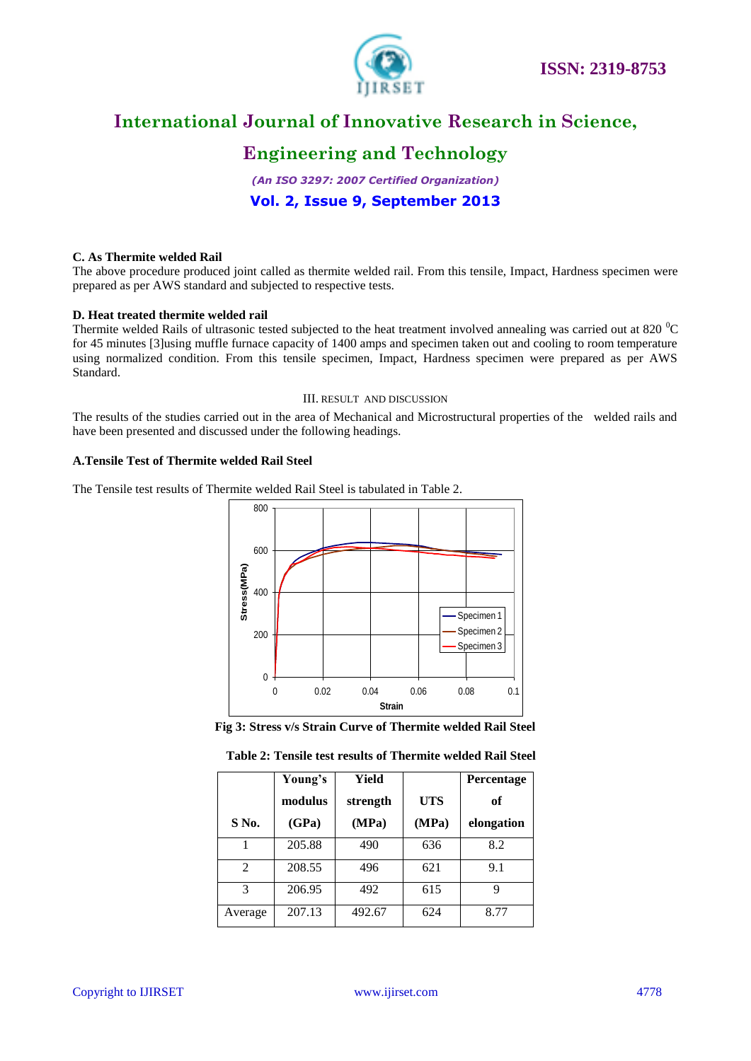**C. As Thermite welded Rail**

The above procedure produced joint called as thermite welded rail. From this tensile, Impact, Hardness specimen were prepared as per AWS standard and subjected to respective tests.

**D. Heat treated thermite welded rail**

Thermite welded Rails of ultrasonic tested subjected to the heat treatment involved annealing was carried out at 820 $^0$C for 45 minutes [3]using muffle furnace capacity of 1400 amps and specimen taken out and cooling to room temperature using normalized condition. From this tensile specimen, Impact, Hardness specimen were prepared as per AWS Standard.

## III. RESULT AND DISCUSSION

The results of the studies carried out in the area of Mechanical and Microstructural properties of the welded rails and have been presented and discussed under the following headings.

**A.Tensile Test of Thermite welded Rail Steel**

The Tensile test results of Thermite welded Rail Steel is tabulated in Table 2.

**Fig 3: Stress v/s Strain Curve of Thermite welded Rail Steel**

**Table 2: Tensile test results of Thermite welded Rail Steel**

| S No. | Young's modulus (GPa) | Yield strength (MPa) | UTS (MPa) | Percentage of elongation |
|---|---|---|---|---|
| 1 | 205.88 | 490 | 636 | 8.2 |
| 2 | 208.55 | 496 | 621 | 9.1 |
| 3 | 206.95 | 492 | 615 | 9 |
| Average | 207.13 | 492.67 | 624 | 8.77 |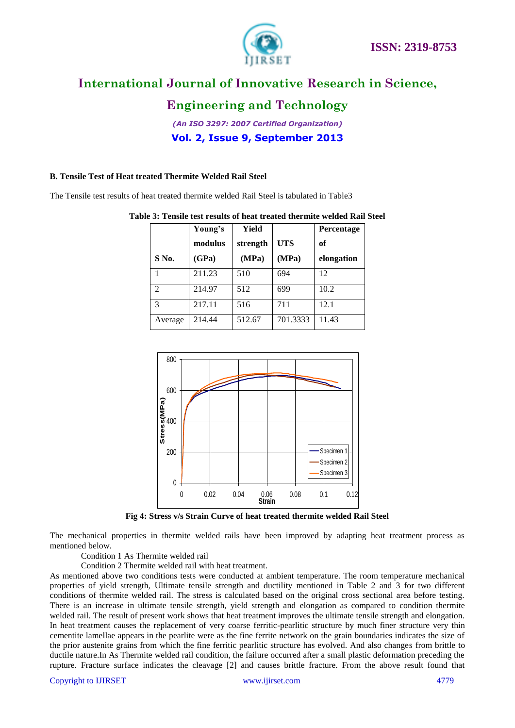### B. Tensile Test of Heat treated Thermite Welded Rail Steel

The Tensile test results of heat treated thermite welded Rail Steel is tabulated in Table3

**Table 3: Tensile test results of heat treated thermite welded Rail Steel**

| S No. | Young's modulus (GPa) | Yield strength (MPa) | UTS (MPa) | Percentage of elongation |
|---|---|---|---|---|
| 1 | 211.23 | 510 | 694 | 12 |
| 2 | 214.97 | 512 | 699 | 10.2 |
| 3 | 217.11 | 516 | 711 | 12.1 |
| Average | 214.44 | 512.67 | 701.3333 | 11.43 |

**Fig 4: Stress v/s Strain Curve of heat treated thermite welded Rail Steel**

The mechanical properties in thermite welded rails have been improved by adapting heat treatment process as mentioned below.

Condition 1 As Thermite welded rail

Condition 2 Thermite welded rail with heat treatment.

As mentioned above two conditions tests were conducted at ambient temperature. The room temperature mechanical properties of yield strength, Ultimate tensile strength and ductility mentioned in Table 2 and 3 for two different conditions of thermite welded rail. The stress is calculated based on the original cross sectional area before testing. There is an increase in ultimate tensile strength, yield strength and elongation as compared to condition thermite welded rail. The result of present work shows that heat treatment improves the ultimate tensile strength and elongation. In heat treatment causes the replacement of very coarse ferritic-pearlitic structure by much finer structure very thin cementite lamellae appears in the pearlite were as the fine ferrite network on the grain boundaries indicates the size of the prior austenite grains from which the fine ferritic pearlitic structure has evolved. And also changes from brittle to ductile nature.In As Thermite welded rail condition, the failure occurred after a small plastic deformation preceding the rupture. Fracture surface indicates the cleavage [2] and causes brittle fracture. From the above result found that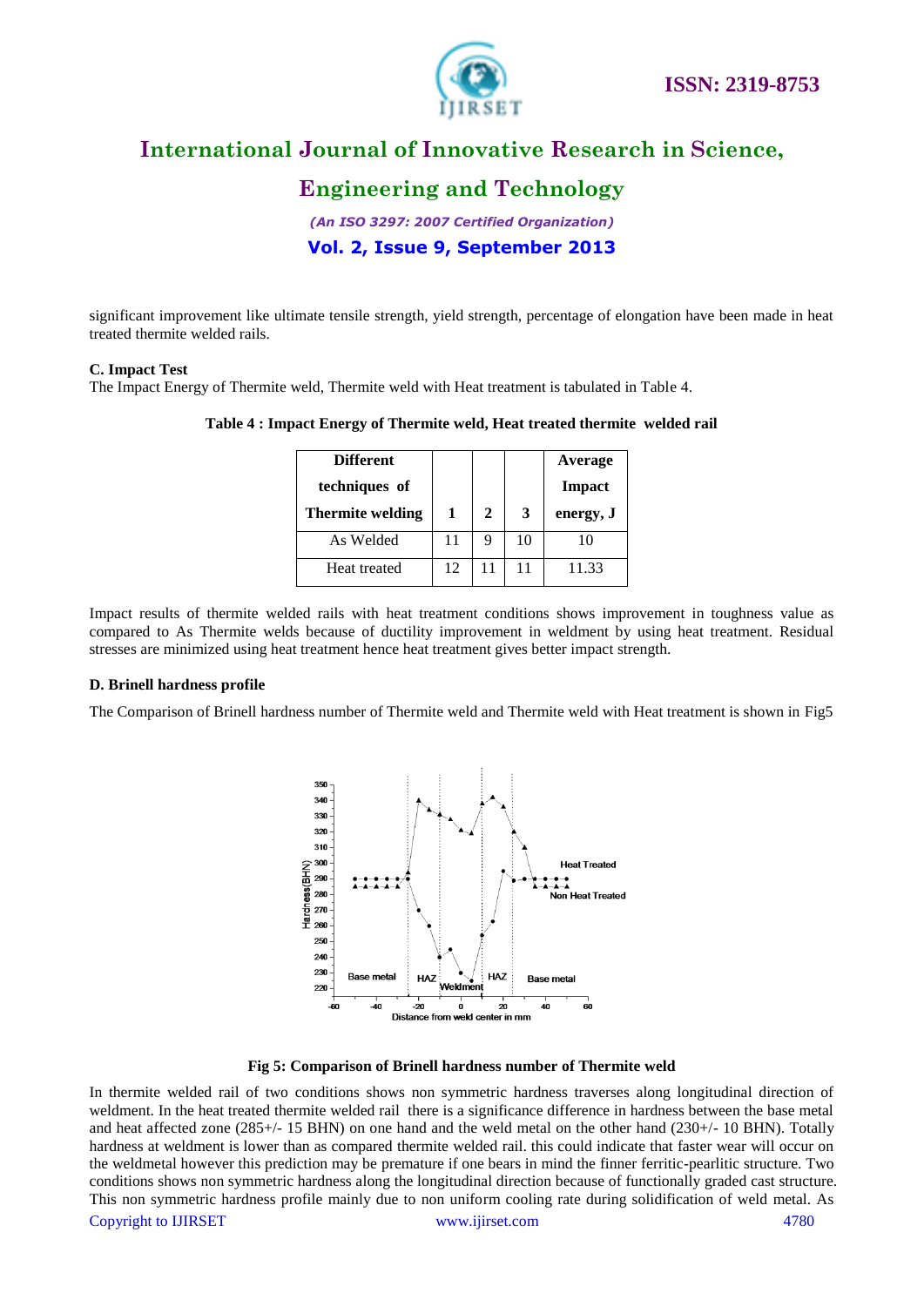significant improvement like ultimate tensile strength, yield strength, percentage of elongation have been made in heat treated thermite welded rails.

**C. Impact Test**

The Impact Energy of Thermite weld, Thermite weld with Heat treatment is tabulated in Table 4.

**Table 4 : Impact Energy of Thermite weld, Heat treated thermite welded rail**

| Different techniques of Thermite welding | 1 | 2 | 3 | Average Impact energy, J |
|---|---|---|---|---|
| As Welded | 11 | 9 | 10 | 10 |
| Heat treated | 12 | 11 | 11 | 11.33 |

Impact results of thermite welded rails with heat treatment conditions shows improvement in toughness value as compared to As Thermite welds because of ductility improvement in weldment by using heat treatment. Residual stresses are minimized using heat treatment hence heat treatment gives better impact strength.

**D. Brinell hardness profile**

The Comparison of Brinell hardness number of Thermite weld and Thermite weld with Heat treatment is shown in Fig5

**Fig 5: Comparison of Brinell hardness number of Thermite weld**

In thermite welded rail of two conditions shows non symmetric hardness traverses along longitudinal direction of weldment. In the heat treated thermite welded rail there is a significance difference in hardness between the base metal and heat affected zone (285+/- 15 BHN) on one hand and the weld metal on the other hand (230+/- 10 BHN). Totally hardness at weldment is lower than as compared thermite welded rail. this could indicate that faster wear will occur on the weldmetal however this prediction may be premature if one bears in mind the finner ferritic-pearlitic structure. Two conditions shows non symmetric hardness along the longitudinal direction because of functionally graded cast structure. This non symmetric hardness profile mainly due to non uniform cooling rate during solidification of weld metal. As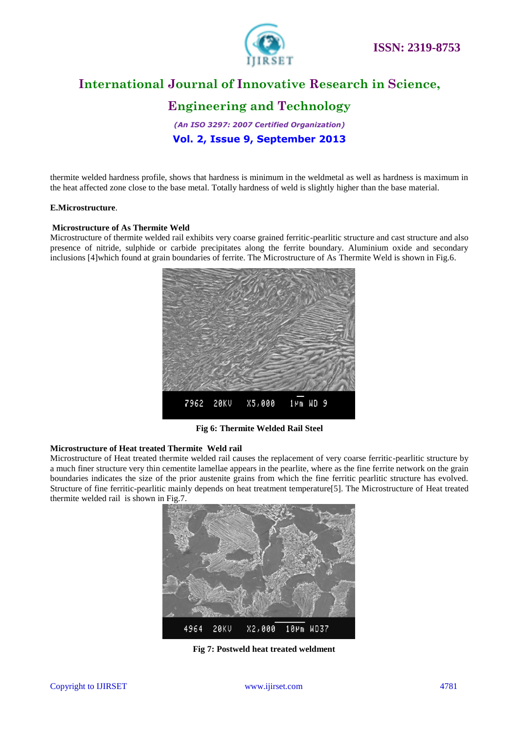thermite welded hardness profile, shows that hardness is minimum in the weldmetal as well as hardness is maximum in the heat affected zone close to the base metal. Totally hardness of weld is slightly higher than the base material.

**E.Microstructure**.

**Microstructure of As Thermite Weld**

Microstructure of thermite welded rail exhibits very coarse grained ferritic-pearlitic structure and cast structure and also presence of nitride, sulphide or carbide precipitates along the ferrite boundary. Aluminium oxide and secondary inclusions [4]which found at grain boundaries of ferrite. The Microstructure of As Thermite Weld is shown in Fig.6.

**Fig 6: Thermite Welded Rail Steel**

**Microstructure of Heat treated Thermite Weld rail**

Microstructure of Heat treated thermite welded rail causes the replacement of very coarse ferritic-pearlitic structure by a much finer structure very thin cementite lamellae appears in the pearlite, where as the fine ferrite network on the grain boundaries indicates the size of the prior austenite grains from which the fine ferritic pearlitic structure has evolved. Structure of fine ferritic-pearlitic mainly depends on heat treatment temperature[5]. The Microstructure of Heat treated thermite welded rail is shown in Fig.7.

**Fig 7: Postweld heat treated weldment**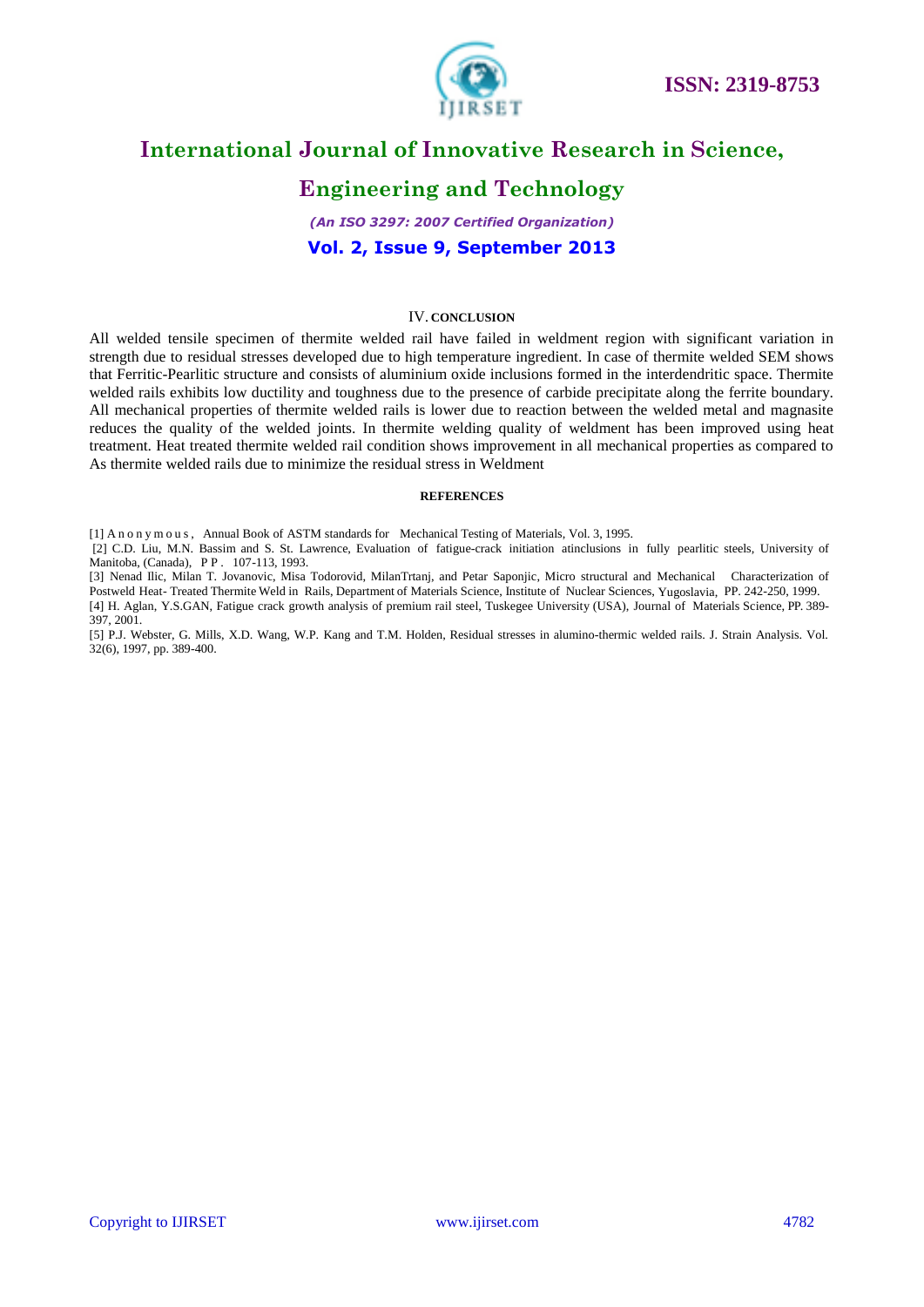## IV. CONCLUSION

All welded tensile specimen of thermite welded rail have failed in weldment region with significant variation in strength due to residual stresses developed due to high temperature ingredient. In case of thermite welded SEM shows that Ferritic-Pearlitic structure and consists of aluminium oxide inclusions formed in the interdendritic space. Thermite welded rails exhibits low ductility and toughness due to the presence of carbide precipitate along the ferrite boundary. All mechanical properties of thermite welded rails is lower due to reaction between the welded metal and magnasite reduces the quality of the welded joints. In thermite welding quality of weldment has been improved using heat treatment. Heat treated thermite welded rail condition shows improvement in all mechanical properties as compared to As thermite welded rails due to minimize the residual stress in Weldment

## REFERENCES

[1] A n o n y m o u s , Annual Book of ASTM standards for Mechanical Testing of Materials, Vol. 3, 1995.

[2] C.D. Liu, M.N. Bassim and S. St. Lawrence, Evaluation of fatigue-crack initiation atinclusions in fully pearlitic steels, University of Manitoba, (Canada), P P . 107-113, 1993.

[3] Nenad Ilic, Milan T. Jovanovic, Misa Todorovid, MilanTrtanj, and Petar Saponjic, Micro structural and Mechanical Characterization of Postweld Heat- Treated Thermite Weld in Rails, Department of Materials Science, Institute of Nuclear Sciences, Yugoslavia, PP. 242-250, 1999.

[4] H. Aglan, Y.S.GAN, Fatigue crack growth analysis of premium rail steel, Tuskegee University (USA), Journal of Materials Science, PP. 389-397, 2001.

[5] P.J. Webster, G. Mills, X.D. Wang, W.P. Kang and T.M. Holden, Residual stresses in alumino-thermic welded rails. J. Strain Analysis. Vol. 32(6), 1997, pp. 389-400.